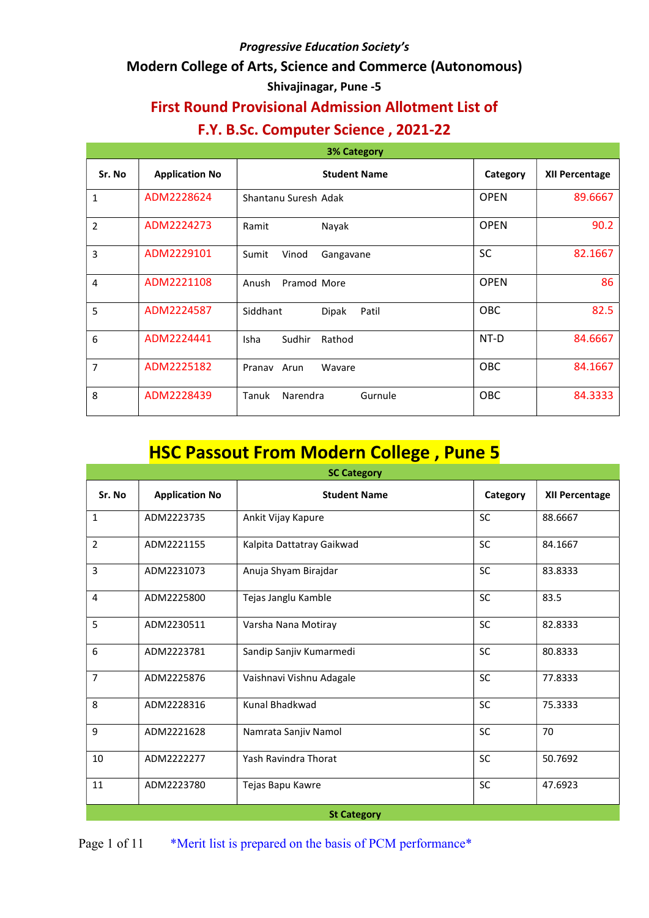*Progressive Education Society's*

**Modern College of Arts, Science and Commerce (Autonomous)**

**Shivajinagar, Pune -5**

## First Round Provisional Admission Allotment List of

## F.Y. B.Sc. Computer Science , 2021-22

**3% Category**

| Sr. No | Application No | Student Name | Category | XII Percentage |
|---|---|---|---|---|
| 1 | ADM2228624 | Shantanu Suresh Adak | OPEN | 89.6667 |
| 2 | ADM2224273 | Ramit Nayak | OPEN | 90.2 |
| 3 | ADM2229101 | Sumit Vinod Gangavane | SC | 82.1667 |
| 4 | ADM2221108 | Anush Pramod More | OPEN | 86 |
| 5 | ADM2224587 | Siddhant Dipak Patil | OBC | 82.5 |
| 6 | ADM2224441 | Isha Sudhir Rathod | NT-D | 84.6667 |
| 7 | ADM2225182 | Pranav Arun Wavare | OBC | 84.1667 |
| 8 | ADM2228439 | Tanuk Narendra Gurnule | OBC | 84.3333 |

## HSC Passout From Modern College , Pune 5

**SC Category**

| Sr. No | Application No | Student Name | Category | XII Percentage |
|---|---|---|---|---|
| 1 | ADM2223735 | Ankit Vijay Kapure | SC | 88.6667 |
| 2 | ADM2221155 | Kalpita Dattatray Gaikwad | SC | 84.1667 |
| 3 | ADM2231073 | Anuja Shyam Birajdar | SC | 83.8333 |
| 4 | ADM2225800 | Tejas Janglu Kamble | SC | 83.5 |
| 5 | ADM2230511 | Varsha Nana Motiray | SC | 82.8333 |
| 6 | ADM2223781 | Sandip Sanjiv Kumarmedi | SC | 80.8333 |
| 7 | ADM2225876 | Vaishnavi Vishnu Adagale | SC | 77.8333 |
| 8 | ADM2228316 | Kunal Bhadkwad | SC | 75.3333 |
| 9 | ADM2221628 | Namrata Sanjiv Namol | SC | 70 |
| 10 | ADM2222277 | Yash Ravindra Thorat | SC | 50.7692 |
| 11 | ADM2223780 | Tejas Bapu Kawre | SC | 47.6923 |

**St Category**

*Merit list is prepared on the basis of PCM performance*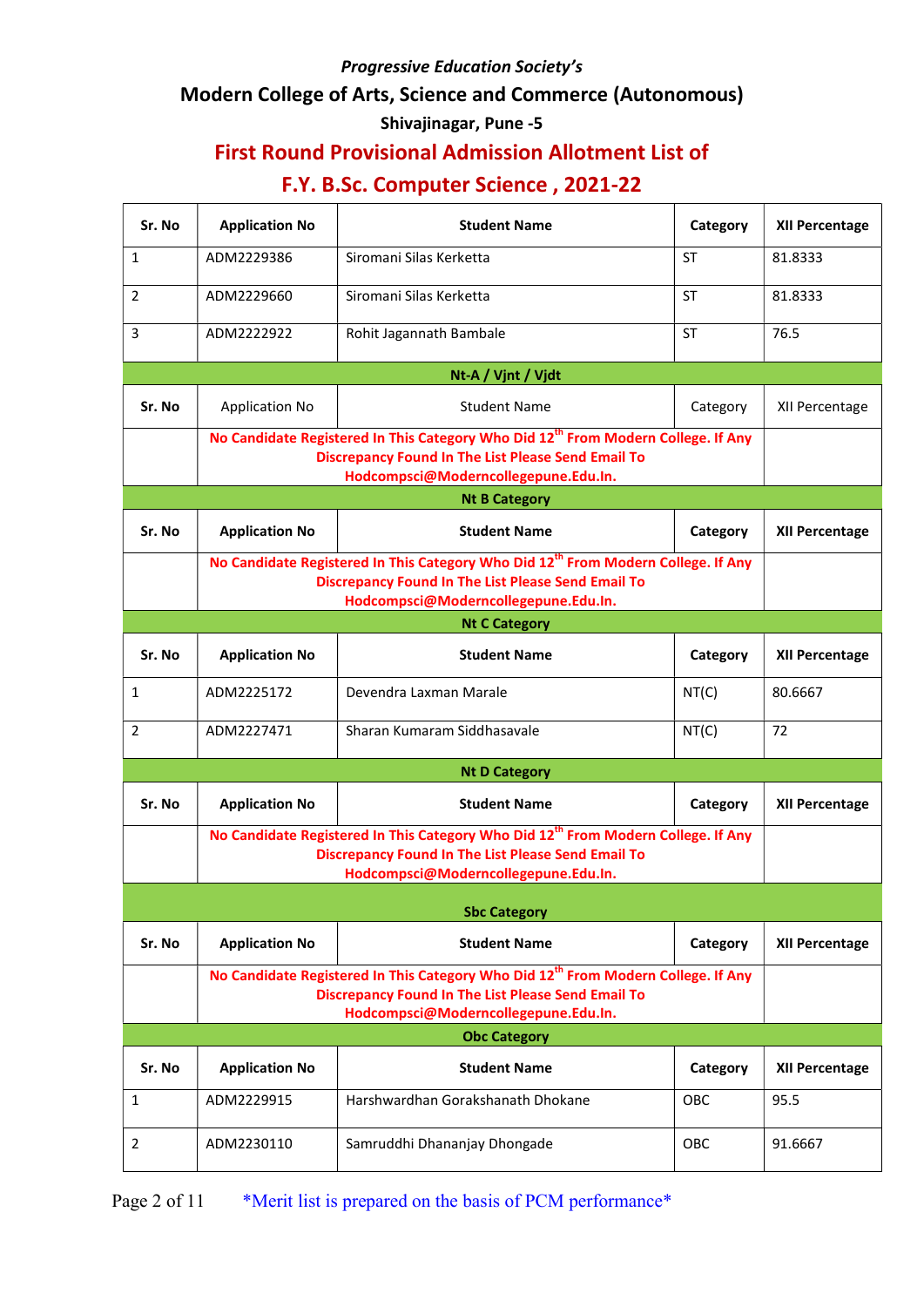*Progressive Education Society's*

**Modern College of Arts, Science and Commerce (Autonomous)**

**Shivajinagar, Pune -5**

## First Round Provisional Admission Allotment List of

## F.Y. B.Sc. Computer Science , 2021-22

| Sr. No | Application No | Student Name | Category | XII Percentage |
|---|---|---|---|---|
| 1 | ADM2229386 | Siromani Silas Kerketta | ST | 81.8333 |
| 2 | ADM2229660 | Siromani Silas Kerketta | ST | 81.8333 |
| 3 | ADM2222922 | Rohit Jagannath Bambale | ST | 76.5 |

**Nt-A / Vjnt / Vjdt**

| Sr. No | Application No | Student Name | Category | XII Percentage |
|---|---|---|---|---|
| | No Candidate Registered In This Category Who Did 12th From Modern College. If Any Discrepancy Found In The List Please Send Email To Hodcompsci@Moderncollegepune.Edu.In. | | | |

**Nt B Category**

| Sr. No | Application No | Student Name | Category | XII Percentage |
|---|---|---|---|---|
| | No Candidate Registered In This Category Who Did 12th From Modern College. If Any Discrepancy Found In The List Please Send Email To Hodcompsci@Moderncollegepune.Edu.In. | | | |

**Nt C Category**

| Sr. No | Application No | Student Name | Category | XII Percentage |
|---|---|---|---|---|
| 1 | ADM2225172 | Devendra Laxman Marale | NT(C) | 80.6667 |
| 2 | ADM2227471 | Sharan Kumaram Siddhasavale | NT(C) | 72 |

**Nt D Category**

| Sr. No | Application No | Student Name | Category | XII Percentage |
|---|---|---|---|---|
| | No Candidate Registered In This Category Who Did 12th From Modern College. If Any Discrepancy Found In The List Please Send Email To Hodcompsci@Moderncollegepune.Edu.In. | | | |

**Sbc Category**

| Sr. No | Application No | Student Name | Category | XII Percentage |
|---|---|---|---|---|
| | No Candidate Registered In This Category Who Did 12th From Modern College. If Any Discrepancy Found In The List Please Send Email To Hodcompsci@Moderncollegepune.Edu.In. | | | |

**Obc Category**

| Sr. No | Application No | Student Name | Category | XII Percentage |
|---|---|---|---|---|
| 1 | ADM2229915 | Harshwardhan Gorakshanath Dhokane | OBC | 95.5 |
| 2 | ADM2230110 | Samruddhi Dhananjay Dhongade | OBC | 91.6667 |

*Merit list is prepared on the basis of PCM performance*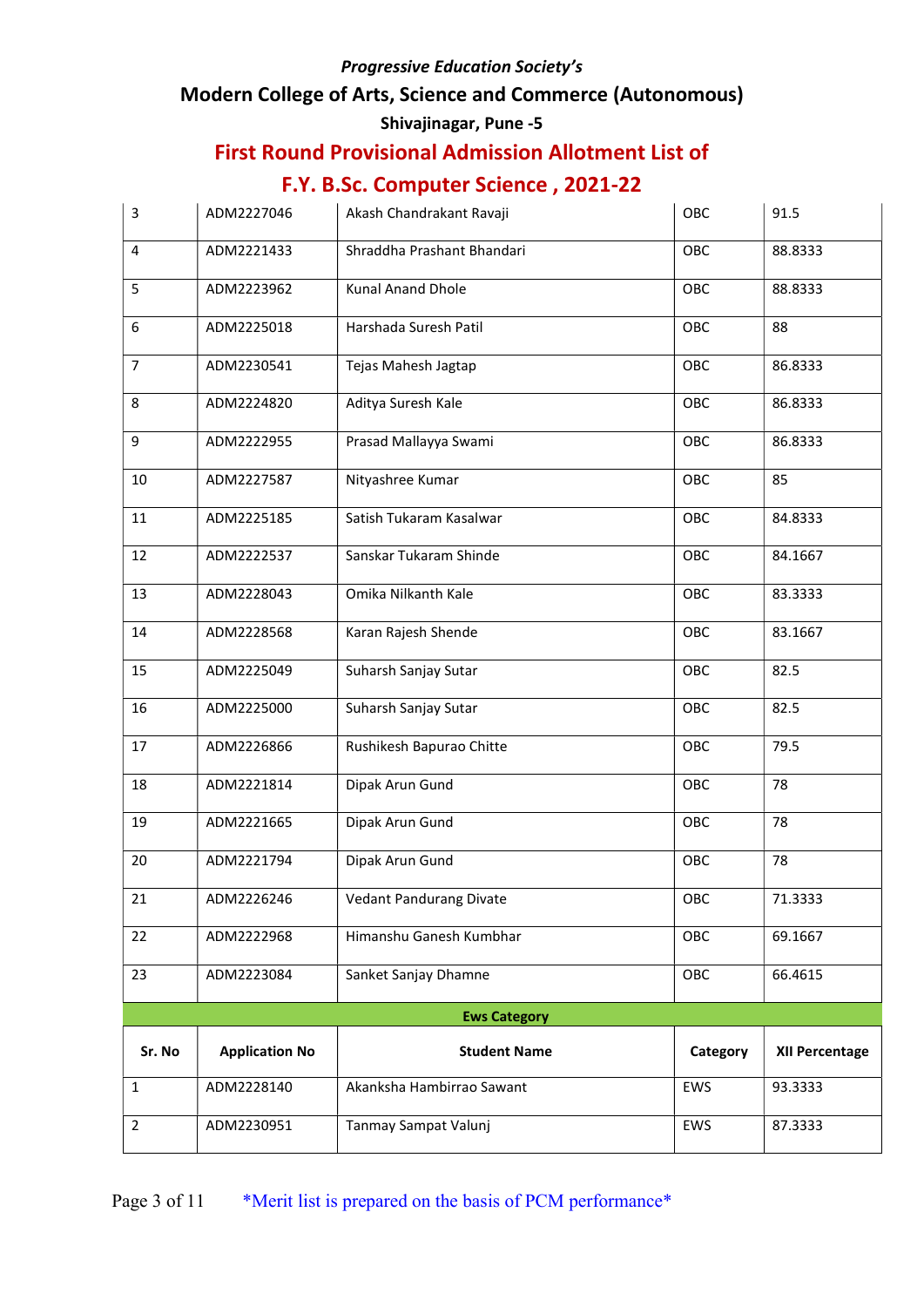*Progressive Education Society's*

**Modern College of Arts, Science and Commerce (Autonomous)**

**Shivajinagar, Pune -5**

## First Round Provisional Admission Allotment List of

## F.Y. B.Sc. Computer Science , 2021-22

| | | | | |
|---|---|---|---|---|
| 3 | ADM2227046 | Akash Chandrakant Ravaji | OBC | 91.5 |
| 4 | ADM2221433 | Shraddha Prashant Bhandari | OBC | 88.8333 |
| 5 | ADM2223962 | Kunal Anand Dhole | OBC | 88.8333 |
| 6 | ADM2225018 | Harshada Suresh Patil | OBC | 88 |
| 7 | ADM2230541 | Tejas Mahesh Jagtap | OBC | 86.8333 |
| 8 | ADM2224820 | Aditya Suresh Kale | OBC | 86.8333 |
| 9 | ADM2222955 | Prasad Mallayya Swami | OBC | 86.8333 |
| 10 | ADM2227587 | Nityashree Kumar | OBC | 85 |
| 11 | ADM2225185 | Satish Tukaram Kasalwar | OBC | 84.8333 |
| 12 | ADM2222537 | Sanskar Tukaram Shinde | OBC | 84.1667 |
| 13 | ADM2228043 | Omika Nilkanth Kale | OBC | 83.3333 |
| 14 | ADM2228568 | Karan Rajesh Shende | OBC | 83.1667 |
| 15 | ADM2225049 | Suharsh Sanjay Sutar | OBC | 82.5 |
| 16 | ADM2225000 | Suharsh Sanjay Sutar | OBC | 82.5 |
| 17 | ADM2226866 | Rushikesh Bapurao Chitte | OBC | 79.5 |
| 18 | ADM2221814 | Dipak Arun Gund | OBC | 78 |
| 19 | ADM2221665 | Dipak Arun Gund | OBC | 78 |
| 20 | ADM2221794 | Dipak Arun Gund | OBC | 78 |
| 21 | ADM2226246 | Vedant Pandurang Divate | OBC | 71.3333 |
| 22 | ADM2222968 | Himanshu Ganesh Kumbhar | OBC | 69.1667 |
| 23 | ADM2223084 | Sanket Sanjay Dhamne | OBC | 66.4615 |

**Ews Category**

| Sr. No | Application No | Student Name | Category | XII Percentage |
|---|---|---|---|---|
| 1 | ADM2228140 | Akanksha Hambirrao Sawant | EWS | 93.3333 |
| 2 | ADM2230951 | Tanmay Sampat Valunj | EWS | 87.3333 |

*Merit list is prepared on the basis of PCM performance*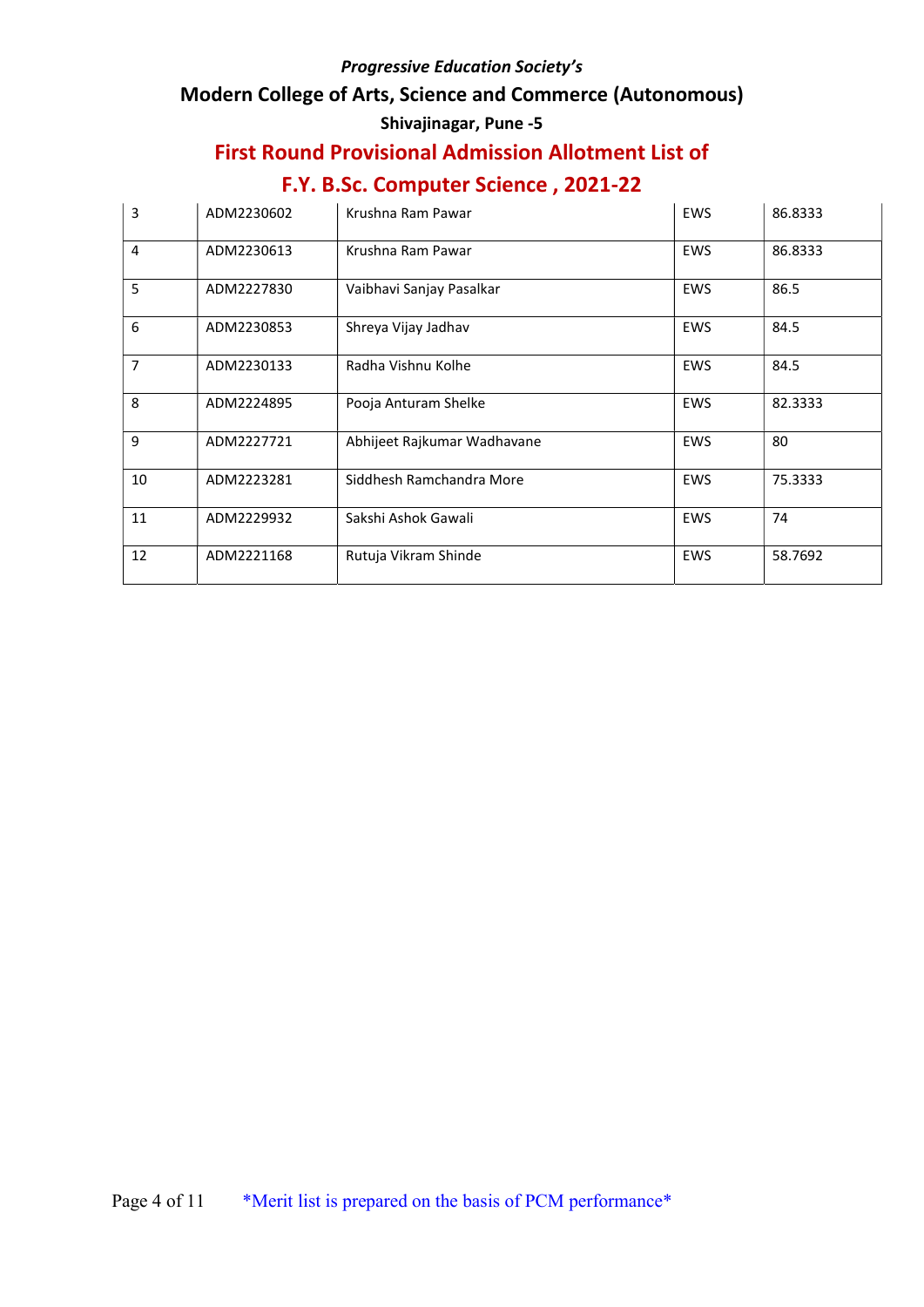*Progressive Education Society's*

**Modern College of Arts, Science and Commerce (Autonomous)**

**Shivajinagar, Pune -5**

## First Round Provisional Admission Allotment List of

## F.Y. B.Sc. Computer Science , 2021-22

| | | | | |
|---|---|---|---|---|
| 3 | ADM2230602 | Krushna Ram Pawar | EWS | 86.8333 |
| 4 | ADM2230613 | Krushna Ram Pawar | EWS | 86.8333 |
| 5 | ADM2227830 | Vaibhavi Sanjay Pasalkar | EWS | 86.5 |
| 6 | ADM2230853 | Shreya Vijay Jadhav | EWS | 84.5 |
| 7 | ADM2230133 | Radha Vishnu Kolhe | EWS | 84.5 |
| 8 | ADM2224895 | Pooja Anturam Shelke | EWS | 82.3333 |
| 9 | ADM2227721 | Abhijeet Rajkumar Wadhavane | EWS | 80 |
| 10 | ADM2223281 | Siddhesh Ramchandra More | EWS | 75.3333 |
| 11 | ADM2229932 | Sakshi Ashok Gawali | EWS | 74 |
| 12 | ADM2221168 | Rutuja Vikram Shinde | EWS | 58.7692 |

*Merit list is prepared on the basis of PCM performance*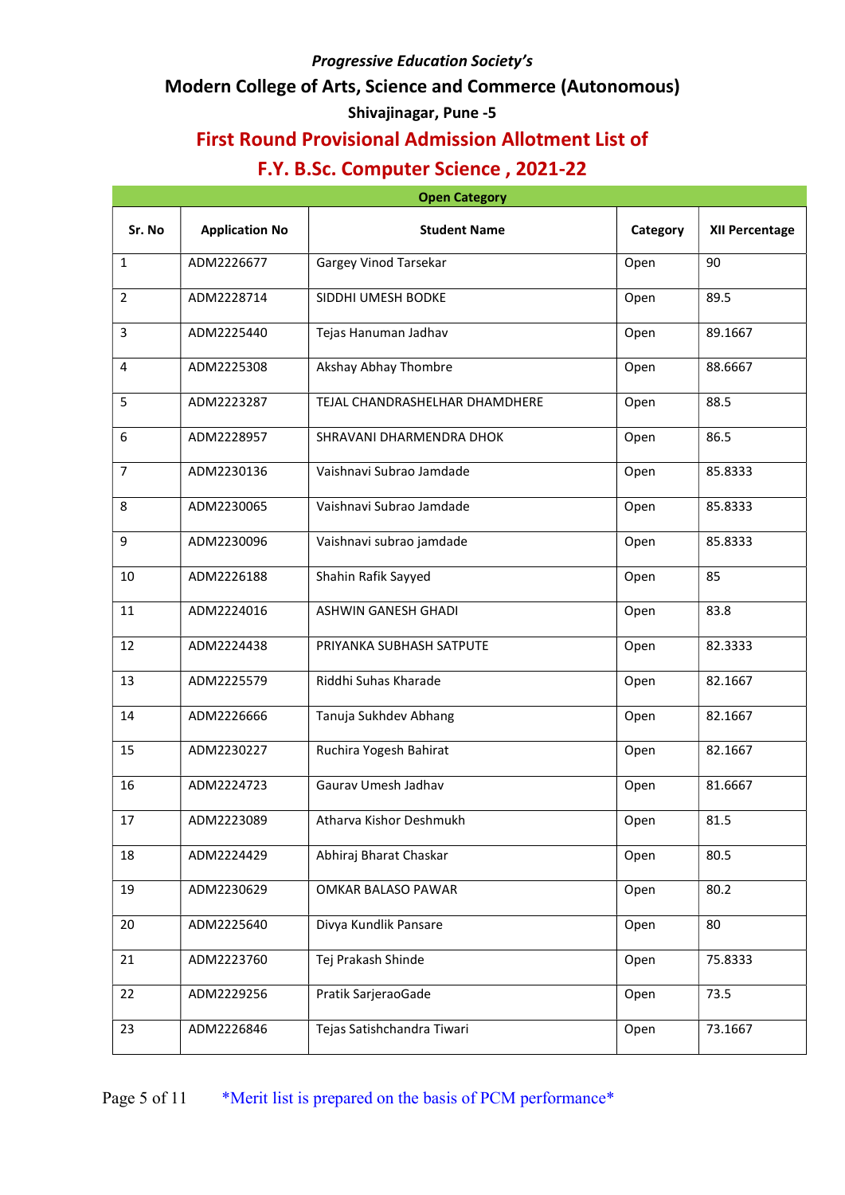*Progressive Education Society's*

## Modern College of Arts, Science and Commerce (Autonomous)

### Shivajinagar, Pune -5

# First Round Provisional Admission Allotment List of F.Y. B.Sc. Computer Science , 2021-22

| Open Category | | | | |
|---|---|---|---|---|
| **Sr. No** | **Application No** | **Student Name** | **Category** | **XII Percentage** |
| 1 | ADM2226677 | Gargey Vinod Tarsekar | Open | 90 |
| 2 | ADM2228714 | SIDDHI UMESH BODKE | Open | 89.5 |
| 3 | ADM2225440 | Tejas Hanuman Jadhav | Open | 89.1667 |
| 4 | ADM2225308 | Akshay Abhay Thombre | Open | 88.6667 |
| 5 | ADM2223287 | TEJAL CHANDRASHELHAR DHAMDHERE | Open | 88.5 |
| 6 | ADM2228957 | SHRAVANI DHARMENDRA DHOK | Open | 86.5 |
| 7 | ADM2230136 | Vaishnavi Subrao Jamdade | Open | 85.8333 |
| 8 | ADM2230065 | Vaishnavi Subrao Jamdade | Open | 85.8333 |
| 9 | ADM2230096 | Vaishnavi subrao jamdade | Open | 85.8333 |
| 10 | ADM2226188 | Shahin Rafik Sayyed | Open | 85 |
| 11 | ADM2224016 | ASHWIN GANESH GHADI | Open | 83.8 |
| 12 | ADM2224438 | PRIYANKA SUBHASH SATPUTE | Open | 82.3333 |
| 13 | ADM2225579 | Riddhi Suhas Kharade | Open | 82.1667 |
| 14 | ADM2226666 | Tanuja Sukhdev Abhang | Open | 82.1667 |
| 15 | ADM2230227 | Ruchira Yogesh Bahirat | Open | 82.1667 |
| 16 | ADM2224723 | Gaurav Umesh Jadhav | Open | 81.6667 |
| 17 | ADM2223089 | Atharva Kishor Deshmukh | Open | 81.5 |
| 18 | ADM2224429 | Abhiraj Bharat Chaskar | Open | 80.5 |
| 19 | ADM2230629 | OMKAR BALASO PAWAR | Open | 80.2 |
| 20 | ADM2225640 | Divya Kundlik Pansare | Open | 80 |
| 21 | ADM2223760 | Tej Prakash Shinde | Open | 75.8333 |
| 22 | ADM2229256 | Pratik SarjeraoGade | Open | 73.5 |
| 23 | ADM2226846 | Tejas Satishchandra Tiwari | Open | 73.1667 |

*Merit list is prepared on the basis of PCM performance*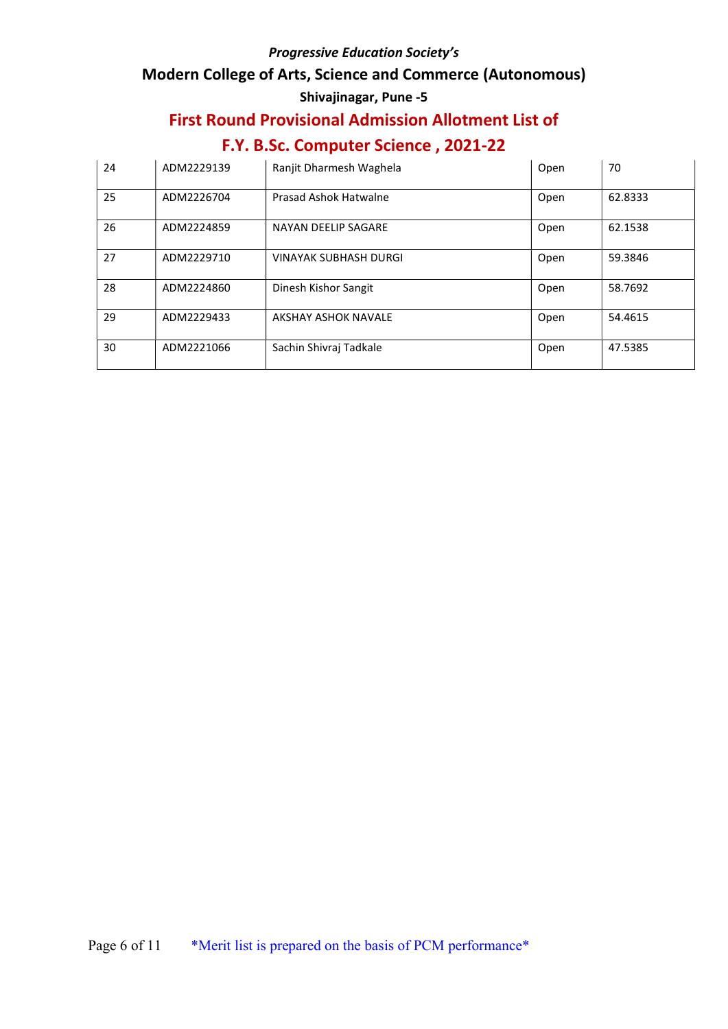*Progressive Education Society's*

**Modern College of Arts, Science and Commerce (Autonomous)**

**Shivajinagar, Pune -5**

## First Round Provisional Admission Allotment List of

## F.Y. B.Sc. Computer Science , 2021-22

| | | | | |
|---|---|---|---|---|
| 24 | ADM2229139 | Ranjit Dharmesh Waghela | Open | 70 |
| 25 | ADM2226704 | Prasad Ashok Hatwalne | Open | 62.8333 |
| 26 | ADM2224859 | NAYAN DEELIP SAGARE | Open | 62.1538 |
| 27 | ADM2229710 | VINAYAK SUBHASH DURGI | Open | 59.3846 |
| 28 | ADM2224860 | Dinesh Kishor Sangit | Open | 58.7692 |
| 29 | ADM2229433 | AKSHAY ASHOK NAVALE | Open | 54.4615 |
| 30 | ADM2221066 | Sachin Shivraj Tadkale | Open | 47.5385 |

*Merit list is prepared on the basis of PCM performance*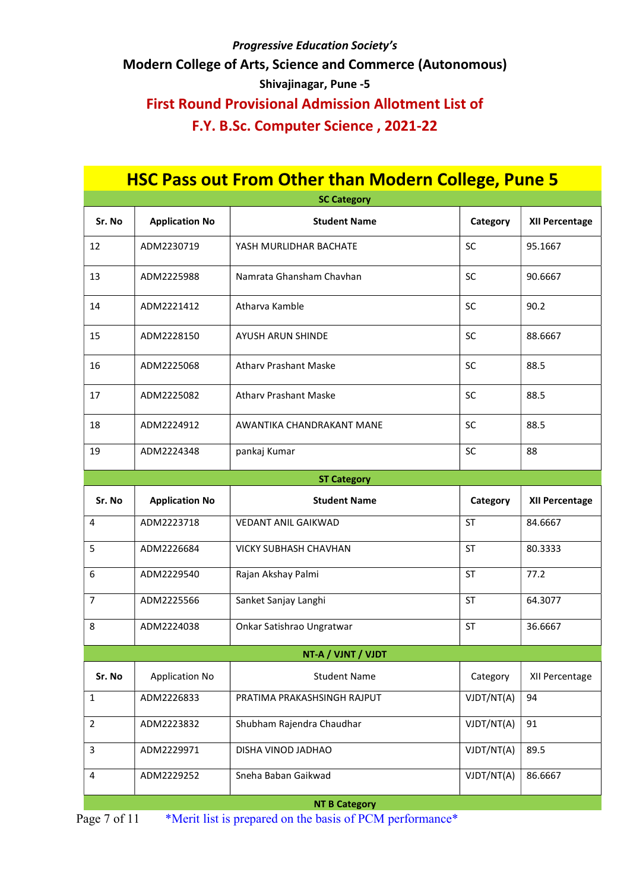*Progressive Education Society's*

**Modern College of Arts, Science and Commerce (Autonomous)**

**Shivajinagar, Pune -5**

## First Round Provisional Admission Allotment List of F.Y. B.Sc. Computer Science , 2021-22

## HSC Pass out From Other than Modern College, Pune 5

**SC Category**

| Sr. No | Application No | Student Name | Category | XII Percentage |
|---|---|---|---|---|
| 12 | ADM2230719 | YASH MURLIDHAR BACHATE | SC | 95.1667 |
| 13 | ADM2225988 | Namrata Ghansham Chavhan | SC | 90.6667 |
| 14 | ADM2221412 | Atharva Kamble | SC | 90.2 |
| 15 | ADM2228150 | AYUSH ARUN SHINDE | SC | 88.6667 |
| 16 | ADM2225068 | Atharv Prashant Maske | SC | 88.5 |
| 17 | ADM2225082 | Atharv Prashant Maske | SC | 88.5 |
| 18 | ADM2224912 | AWANTIKA CHANDRAKANT MANE | SC | 88.5 |
| 19 | ADM2224348 | pankaj Kumar | SC | 88 |

**ST Category**

| Sr. No | Application No | Student Name | Category | XII Percentage |
|---|---|---|---|---|
| 4 | ADM2223718 | VEDANT ANIL GAIKWAD | ST | 84.6667 |
| 5 | ADM2226684 | VICKY SUBHASH CHAVHAN | ST | 80.3333 |
| 6 | ADM2229540 | Rajan Akshay Palmi | ST | 77.2 |
| 7 | ADM2225566 | Sanket Sanjay Langhi | ST | 64.3077 |
| 8 | ADM2224038 | Onkar Satishrao Ungratwar | ST | 36.6667 |

**NT-A / VJNT / VJDT**

| Sr. No | Application No | Student Name | Category | XII Percentage |
|---|---|---|---|---|
| 1 | ADM2226833 | PRATIMA PRAKASHSINGH RAJPUT | VJDT/NT(A) | 94 |
| 2 | ADM2223832 | Shubham Rajendra Chaudhar | VJDT/NT(A) | 91 |
| 3 | ADM2229971 | DISHA VINOD JADHAO | VJDT/NT(A) | 89.5 |
| 4 | ADM2229252 | Sneha Baban Gaikwad | VJDT/NT(A) | 86.6667 |

**NT B Category**

*Merit list is prepared on the basis of PCM performance*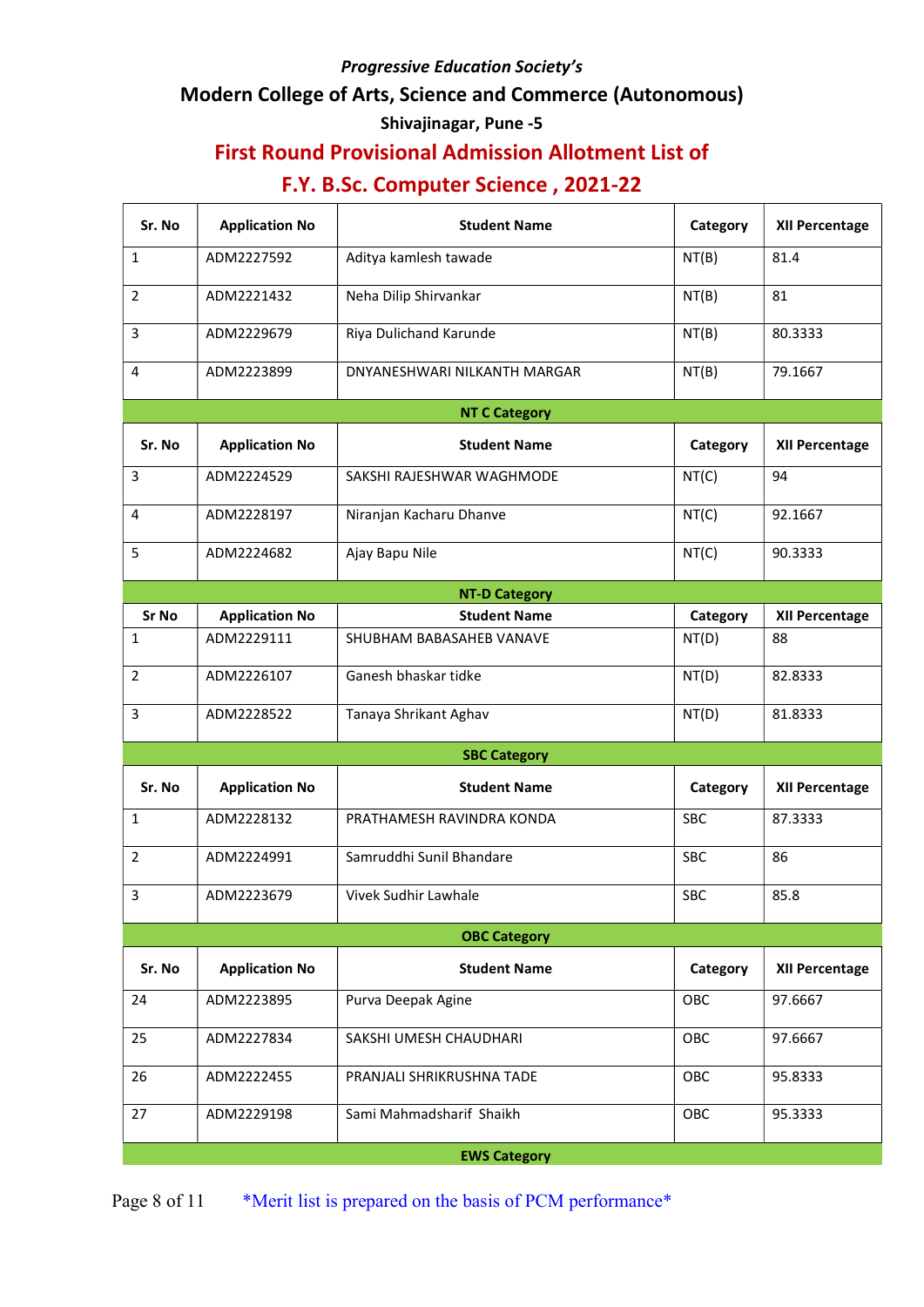*Progressive Education Society's*

## Modern College of Arts, Science and Commerce (Autonomous)

### Shivajinagar, Pune -5

## First Round Provisional Admission Allotment List of

## F.Y. B.Sc. Computer Science , 2021-22

| Sr. No | Application No | Student Name | Category | XII Percentage |
|---|---|---|---|---|
| 1 | ADM2227592 | Aditya kamlesh tawade | NT(B) | 81.4 |
| 2 | ADM2221432 | Neha Dilip Shirvankar | NT(B) | 81 |
| 3 | ADM2229679 | Riya Dulichand Karunde | NT(B) | 80.3333 |
| 4 | ADM2223899 | DNYANESHWARI NILKANTH MARGAR | NT(B) | 79.1667 |

**NT C Category**

| Sr. No | Application No | Student Name | Category | XII Percentage |
|---|---|---|---|---|
| 3 | ADM2224529 | SAKSHI RAJESHWAR WAGHMODE | NT(C) | 94 |
| 4 | ADM2228197 | Niranjan Kacharu Dhanve | NT(C) | 92.1667 |
| 5 | ADM2224682 | Ajay Bapu Nile | NT(C) | 90.3333 |

**NT-D Category**

| Sr No | Application No | Student Name | Category | XII Percentage |
|---|---|---|---|---|
| 1 | ADM2229111 | SHUBHAM BABASAHEB VANAVE | NT(D) | 88 |
| 2 | ADM2226107 | Ganesh bhaskar tidke | NT(D) | 82.8333 |
| 3 | ADM2228522 | Tanaya Shrikant Aghav | NT(D) | 81.8333 |

**SBC Category**

| Sr. No | Application No | Student Name | Category | XII Percentage |
|---|---|---|---|---|
| 1 | ADM2228132 | PRATHAMESH RAVINDRA KONDA | SBC | 87.3333 |
| 2 | ADM2224991 | Samruddhi Sunil Bhandare | SBC | 86 |
| 3 | ADM2223679 | Vivek Sudhir Lawhale | SBC | 85.8 |

**OBC Category**

| Sr. No | Application No | Student Name | Category | XII Percentage |
|---|---|---|---|---|
| 24 | ADM2223895 | Purva Deepak Agine | OBC | 97.6667 |
| 25 | ADM2227834 | SAKSHI UMESH CHAUDHARI | OBC | 97.6667 |
| 26 | ADM2222455 | PRANJALI SHRIKRUSHNA TADE | OBC | 95.8333 |
| 27 | ADM2229198 | Sami Mahmadsharif Shaikh | OBC | 95.3333 |

**EWS Category**

*Merit list is prepared on the basis of PCM performance*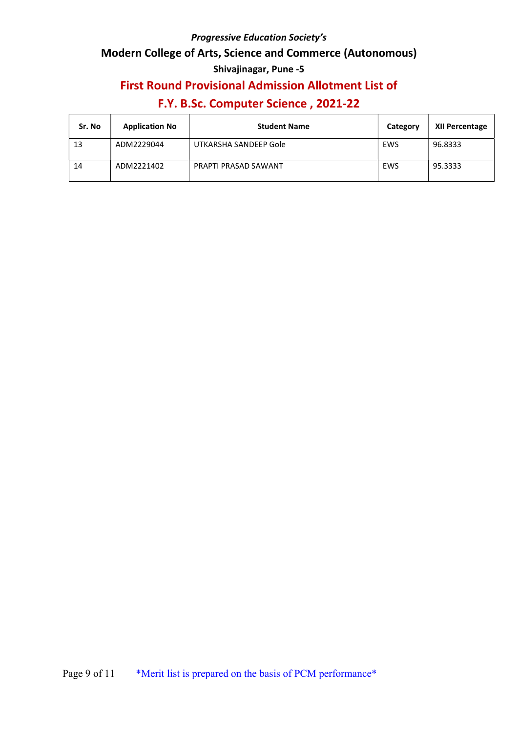*Progressive Education Society's*

## Modern College of Arts, Science and Commerce (Autonomous)

**Shivajinagar, Pune -5**

# First Round Provisional Admission Allotment List of F.Y. B.Sc. Computer Science , 2021-22

| Sr. No | Application No | Student Name | Category | XII Percentage |
|---|---|---|---|---|
| 13 | ADM2229044 | UTKARSHA SANDEEP Gole | EWS | 96.8333 |
| 14 | ADM2221402 | PRAPTI PRASAD SAWANT | EWS | 95.3333 |

*Merit list is prepared on the basis of PCM performance*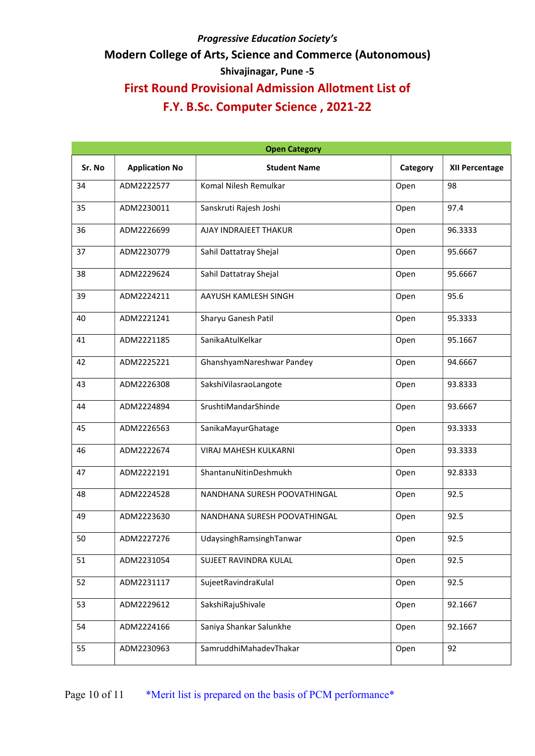*Progressive Education Society's*

## Modern College of Arts, Science and Commerce (Autonomous)

**Shivajinagar, Pune -5**

# First Round Provisional Admission Allotment List of F.Y. B.Sc. Computer Science , 2021-22

| Open Category | | | | |
|---|---|---|---|---|
| **Sr. No** | **Application No** | **Student Name** | **Category** | **XII Percentage** |
| 34 | ADM2222577 | Komal Nilesh Remulkar | Open | 98 |
| 35 | ADM2230011 | Sanskruti Rajesh Joshi | Open | 97.4 |
| 36 | ADM2226699 | AJAY INDRAJEET THAKUR | Open | 96.3333 |
| 37 | ADM2230779 | Sahil Dattatray Shejal | Open | 95.6667 |
| 38 | ADM2229624 | Sahil Dattatray Shejal | Open | 95.6667 |
| 39 | ADM2224211 | AAYUSH KAMLESH SINGH | Open | 95.6 |
| 40 | ADM2221241 | Sharyu Ganesh Patil | Open | 95.3333 |
| 41 | ADM2221185 | SanikaAtulKelkar | Open | 95.1667 |
| 42 | ADM2225221 | GhanshyamNareshwar Pandey | Open | 94.6667 |
| 43 | ADM2226308 | SakshiVilasraoLangote | Open | 93.8333 |
| 44 | ADM2224894 | SrushtiMandarShinde | Open | 93.6667 |
| 45 | ADM2226563 | SanikaMayurGhatage | Open | 93.3333 |
| 46 | ADM2222674 | VIRAJ MAHESH KULKARNI | Open | 93.3333 |
| 47 | ADM2222191 | ShantanuNitinDeshmukh | Open | 92.8333 |
| 48 | ADM2224528 | NANDHANA SURESH POOVATHINGAL | Open | 92.5 |
| 49 | ADM2223630 | NANDHANA SURESH POOVATHINGAL | Open | 92.5 |
| 50 | ADM2227276 | UdaysinghRamsinghTanwar | Open | 92.5 |
| 51 | ADM2231054 | SUJEET RAVINDRA KULAL | Open | 92.5 |
| 52 | ADM2231117 | SujeetRavindraKulal | Open | 92.5 |
| 53 | ADM2229612 | SakshiRajuShivale | Open | 92.1667 |
| 54 | ADM2224166 | Saniya Shankar Salunkhe | Open | 92.1667 |
| 55 | ADM2230963 | SamruddhiMahadevThakar | Open | 92 |

*Merit list is prepared on the basis of PCM performance*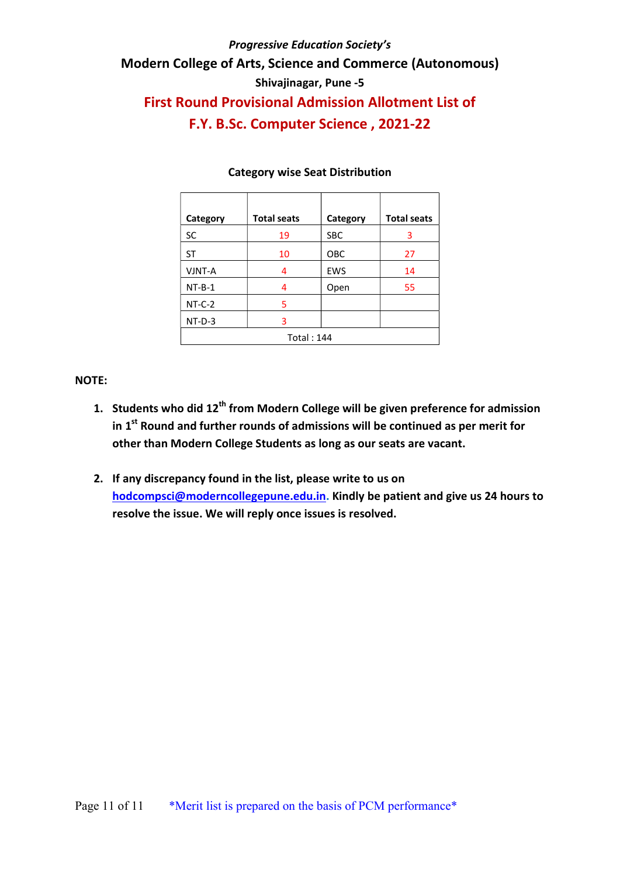*Progressive Education Society's*

**Modern College of Arts, Science and Commerce (Autonomous)**

**Shivajinagar, Pune -5**

## First Round Provisional Admission Allotment List of F.Y. B.Sc. Computer Science , 2021-22

**Category wise Seat Distribution**

| Category | Total seats | Category | Total seats |
|---|---|---|---|
| SC | 19 | SBC | 3 |
| ST | 10 | OBC | 27 |
| VJNT-A | 4 | EWS | 14 |
| NT-B-1 | 4 | Open | 55 |
| NT-C-2 | 5 | | |
| NT-D-3 | 3 | | |
| Total : 144 | | | |

**NOTE:**

1. **Students who did 12th from Modern College will be given preference for admission in 1st Round and further rounds of admissions will be continued as per merit for other than Modern College Students as long as our seats are vacant.**

2. **If any discrepancy found in the list, please write to us on hodcompsci@moderncollegepune.edu.in. Kindly be patient and give us 24 hours to resolve the issue. We will reply once issues is resolved.**

*Merit list is prepared on the basis of PCM performance*